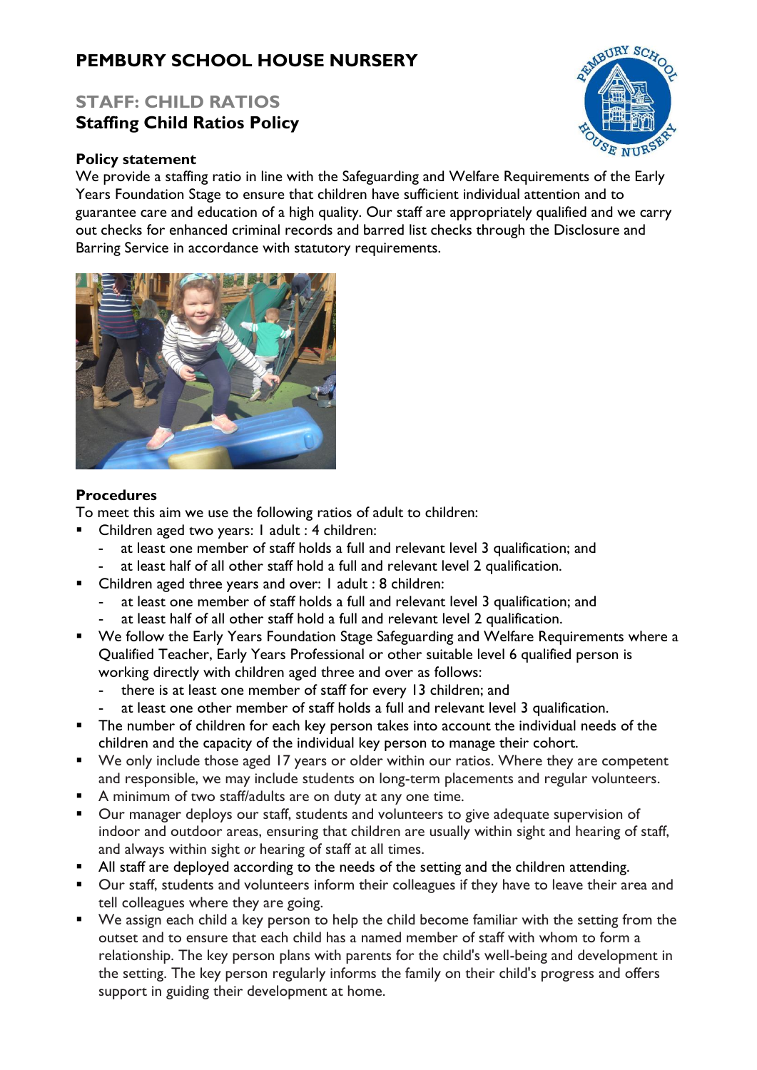# PEMBURY SCHOOL HOUSE NURSERY

## STAFF: CHILD RATIOS

## Staffing Child Ratios Policy

### Policy statement

We provide a staffing ratio in line with the Safeguarding and Welfare Requirements of the Early Years Foundation Stage to ensure that children have sufficient individual attention and to guarantee care and education of a high quality. Our staff are appropriately qualified and we carry out checks for enhanced criminal records and barred list checks through the Disclosure and Barring Service in accordance with statutory requirements.

### Procedures

To meet this aim we use the following ratios of adult to children:

- Children aged two years: 1 adult : 4 children:
  - at least one member of staff holds a full and relevant level 3 qualification; and
  - at least half of all other staff hold a full and relevant level 2 qualification.
- Children aged three years and over: 1 adult : 8 children:
  - at least one member of staff holds a full and relevant level 3 qualification; and
  - at least half of all other staff hold a full and relevant level 2 qualification.
- We follow the Early Years Foundation Stage Safeguarding and Welfare Requirements where a Qualified Teacher, Early Years Professional or other suitable level 6 qualified person is working directly with children aged three and over as follows:
  - there is at least one member of staff for every 13 children; and
  - at least one other member of staff holds a full and relevant level 3 qualification.
- The number of children for each key person takes into account the individual needs of the children and the capacity of the individual key person to manage their cohort.
- We only include those aged 17 years or older within our ratios. Where they are competent and responsible, we may include students on long-term placements and regular volunteers.
- A minimum of two staff/adults are on duty at any one time.
- Our manager deploys our staff, students and volunteers to give adequate supervision of indoor and outdoor areas, ensuring that children are usually within sight and hearing of staff, and always within sight *or* hearing of staff at all times.
- All staff are deployed according to the needs of the setting and the children attending.
- Our staff, students and volunteers inform their colleagues if they have to leave their area and tell colleagues where they are going.
- We assign each child a key person to help the child become familiar with the setting from the outset and to ensure that each child has a named member of staff with whom to form a relationship. The key person plans with parents for the child's well-being and development in the setting. The key person regularly informs the family on their child's progress and offers support in guiding their development at home.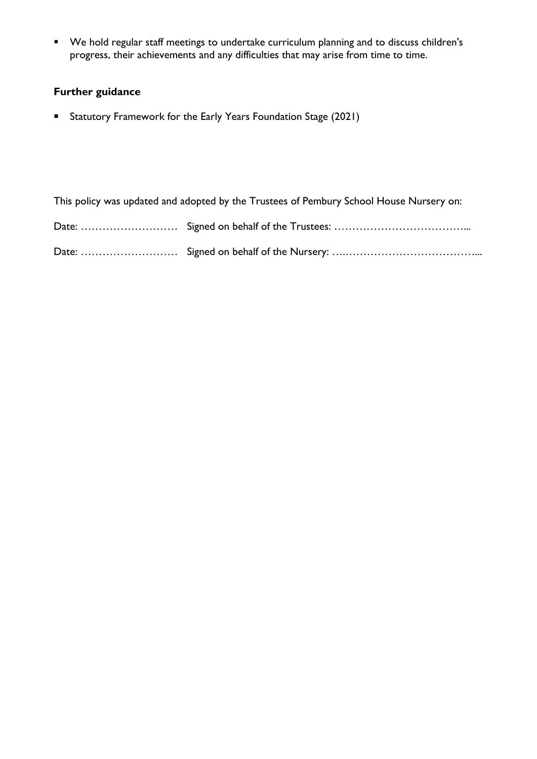- We hold regular staff meetings to undertake curriculum planning and to discuss children's progress, their achievements and any difficulties that may arise from time to time.

**Further guidance**

- Statutory Framework for the Early Years Foundation Stage (2021)

This policy was updated and adopted by the Trustees of Pembury School House Nursery on:

Date: ……………………… Signed on behalf of the Trustees: ………………………………...

Date: ……………………… Signed on behalf of the Nursery: ….………………………………...